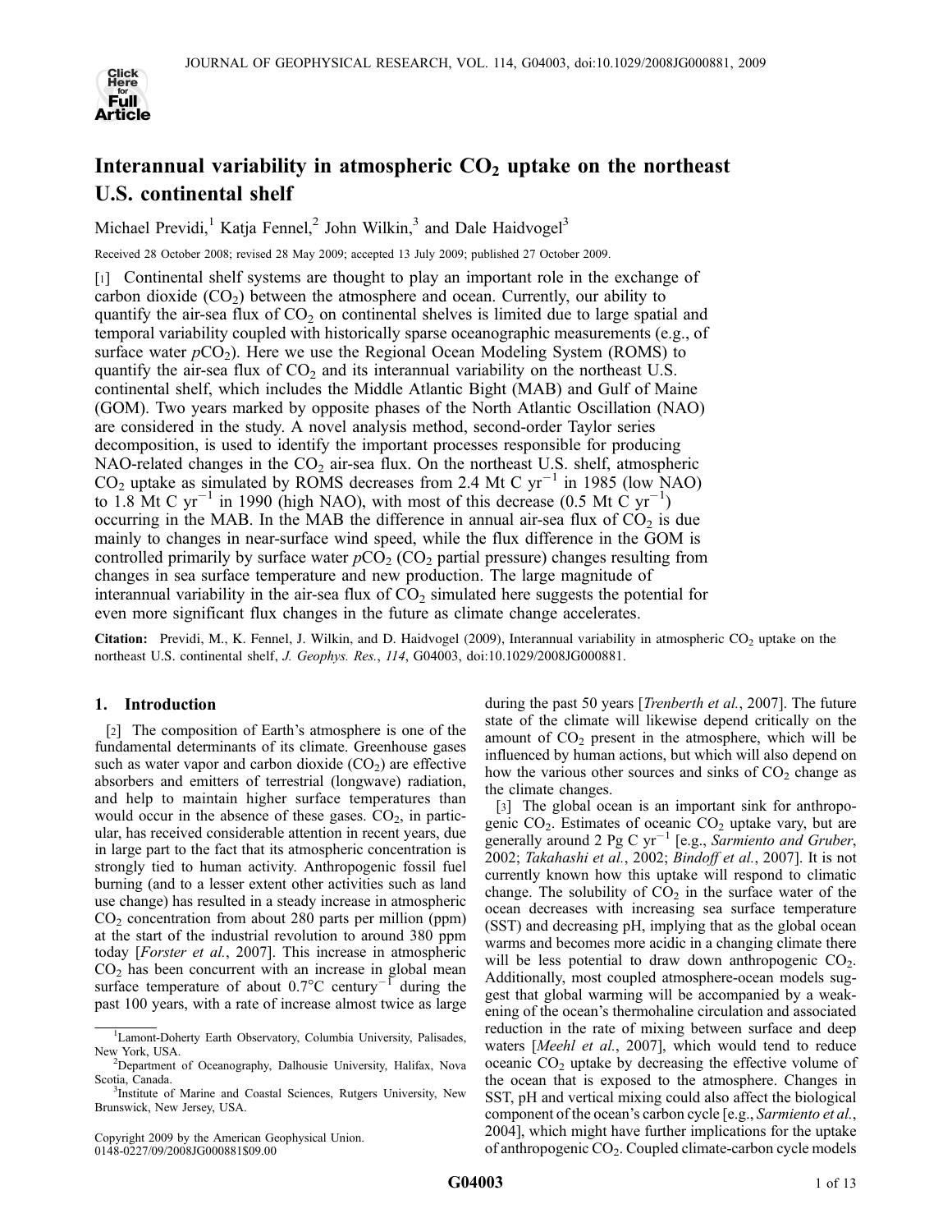# Interannual variability in atmospheric $CO_2$ uptake on the northeast U.S. continental shelf

Michael Previdi,[1] Katja Fennel,[2] John Wilkin,[3] and Dale Haidvogel[3]

Received 28 October 2008; revised 28 May 2009; accepted 13 July 2009; published 27 October 2009.

[1] Continental shelf systems are thought to play an important role in the exchange of carbon dioxide ($CO_2$) between the atmosphere and ocean. Currently, our ability to quantify the air-sea flux of $CO_2$ on continental shelves is limited due to large spatial and temporal variability coupled with historically sparse oceanographic measurements (e.g., of surface water $pCO_2$). Here we use the Regional Ocean Modeling System (ROMS) to quantify the air-sea flux of $CO_2$ and its interannual variability on the northeast U.S. continental shelf, which includes the Middle Atlantic Bight (MAB) and Gulf of Maine (GOM). Two years marked by opposite phases of the North Atlantic Oscillation (NAO) are considered in the study. A novel analysis method, second-order Taylor series decomposition, is used to identify the important processes responsible for producing NAO-related changes in the $CO_2$ air-sea flux. On the northeast U.S. shelf, atmospheric $CO_2$ uptake as simulated by ROMS decreases from 2.4 Mt C $yr^{-1}$ in 1985 (low NAO) to 1.8 Mt C $yr^{-1}$ in 1990 (high NAO), with most of this decrease (0.5 Mt C $yr^{-1}$) occurring in the MAB. In the MAB the difference in annual air-sea flux of $CO_2$ is due mainly to changes in near-surface wind speed, while the flux difference in the GOM is controlled primarily by surface water $pCO_2$ ($CO_2$ partial pressure) changes resulting from changes in sea surface temperature and new production. The large magnitude of interannual variability in the air-sea flux of $CO_2$ simulated here suggests the potential for even more significant flux changes in the future as climate change accelerates.

**Citation:** Previdi, M., K. Fennel, J. Wilkin, and D. Haidvogel (2009), Interannual variability in atmospheric $CO_2$ uptake on the northeast U.S. continental shelf, *J. Geophys. Res.*, *114*, G04003, doi:10.1029/2008JG000881.

## 1. Introduction

[2] The composition of Earth's atmosphere is one of the fundamental determinants of its climate. Greenhouse gases such as water vapor and carbon dioxide ($CO_2$) are effective absorbers and emitters of terrestrial (longwave) radiation, and help to maintain higher surface temperatures than would occur in the absence of these gases. $CO_2$, in particular, has received considerable attention in recent years, due in large part to the fact that its atmospheric concentration is strongly tied to human activity. Anthropogenic fossil fuel burning (and to a lesser extent other activities such as land use change) has resulted in a steady increase in atmospheric $CO_2$ concentration from about 280 parts per million (ppm) at the start of the industrial revolution to around 380 ppm today [*Forster et al.*, 2007]. This increase in atmospheric $CO_2$ has been concurrent with an increase in global mean surface temperature of about 0.7°C $century^{-1}$ during the past 100 years, with a rate of increase almost twice as large during the past 50 years [*Trenberth et al.*, 2007]. The future state of the climate will likewise depend critically on the amount of $CO_2$ present in the atmosphere, which will be influenced by human actions, but which will also depend on how the various other sources and sinks of $CO_2$ change as the climate changes.

[3] The global ocean is an important sink for anthropogenic $CO_2$. Estimates of oceanic $CO_2$ uptake vary, but are generally around 2 Pg C $yr^{-1}$ [e.g., *Sarmiento and Gruber*, 2002; *Takahashi et al.*, 2002; *Bindoff et al.*, 2007]. It is not currently known how this uptake will respond to climatic change. The solubility of $CO_2$ in the surface water of the ocean decreases with increasing sea surface temperature (SST) and decreasing pH, implying that as the global ocean warms and becomes more acidic in a changing climate there will be less potential to draw down anthropogenic $CO_2$. Additionally, most coupled atmosphere-ocean models suggest that global warming will be accompanied by a weakening of the ocean's thermohaline circulation and associated reduction in the rate of mixing between surface and deep waters [*Meehl et al.*, 2007], which would tend to reduce oceanic $CO_2$ uptake by decreasing the effective volume of the ocean that is exposed to the atmosphere. Changes in SST, pH and vertical mixing could also affect the biological component of the ocean's carbon cycle [e.g., *Sarmiento et al.*, 2004], which might have further implications for the uptake of anthropogenic $CO_2$. Coupled climate-carbon cycle models

[1] Lamont-Doherty Earth Observatory, Columbia University, Palisades, New York, USA.
[2] Department of Oceanography, Dalhousie University, Halifax, Nova Scotia, Canada.
[3] Institute of Marine and Coastal Sciences, Rutgers University, New Brunswick, New Jersey, USA.

Copyright 2009 by the American Geophysical Union.
0148-0227/09/2008JG000881$09.00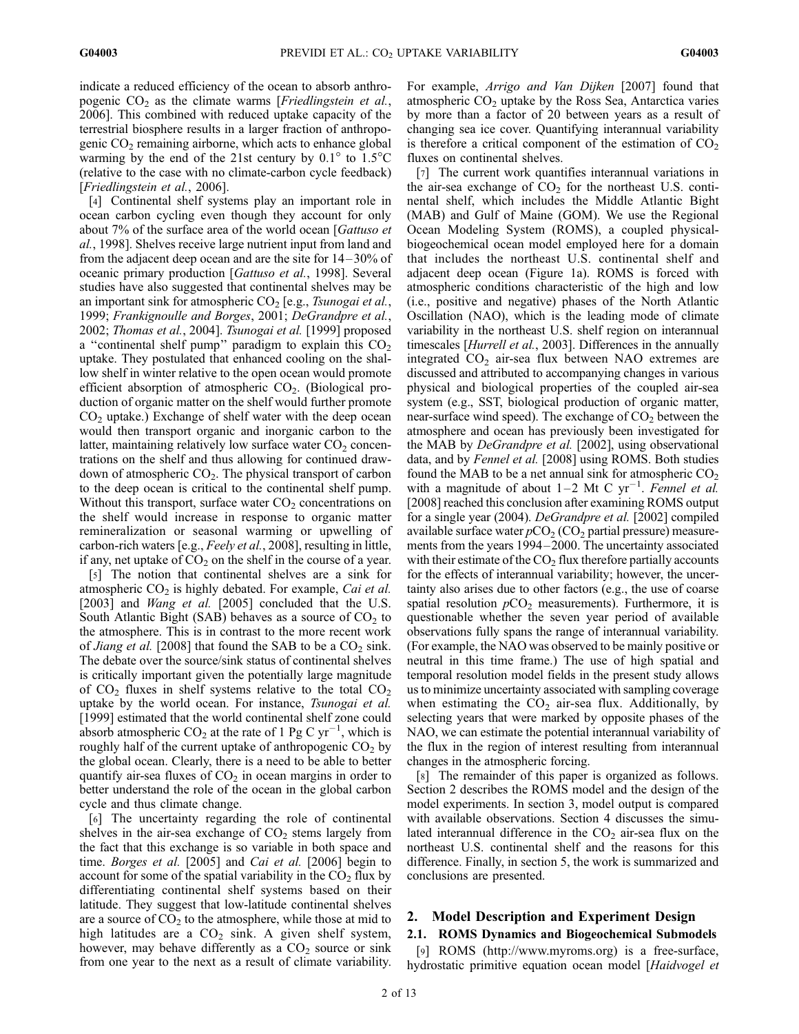indicate a reduced efficiency of the ocean to absorb anthropogenic $CO_2$ as the climate warms [*Friedlingstein et al.*, 2006]. This combined with reduced uptake capacity of the terrestrial biosphere results in a larger fraction of anthropogenic $CO_2$ remaining airborne, which acts to enhance global warming by the end of the 21st century by 0.1° to 1.5°C (relative to the case with no climate-carbon cycle feedback) [*Friedlingstein et al.*, 2006].

[4] Continental shelf systems play an important role in ocean carbon cycling even though they account for only about 7% of the surface area of the world ocean [*Gattuso et al.*, 1998]. Shelves receive large nutrient input from land and from the adjacent deep ocean and are the site for 14–30% of oceanic primary production [*Gattuso et al.*, 1998]. Several studies have also suggested that continental shelves may be an important sink for atmospheric $CO_2$ [e.g., *Tsunogai et al.*, 1999; *Frankignoulle and Borges*, 2001; *DeGrandpre et al.*, 2002; *Thomas et al.*, 2004]. *Tsunogai et al.* [1999] proposed a "continental shelf pump" paradigm to explain this $CO_2$ uptake. They postulated that enhanced cooling on the shallow shelf in winter relative to the open ocean would promote efficient absorption of atmospheric $CO_2$. (Biological production of organic matter on the shelf would further promote $CO_2$ uptake.) Exchange of shelf water with the deep ocean would then transport organic and inorganic carbon to the latter, maintaining relatively low surface water $CO_2$ concentrations on the shelf and thus allowing for continued drawdown of atmospheric $CO_2$. The physical transport of carbon to the deep ocean is critical to the continental shelf pump. Without this transport, surface water $CO_2$ concentrations on the shelf would increase in response to organic matter remineralization or seasonal warming or upwelling of carbon-rich waters [e.g., *Feely et al.*, 2008], resulting in little, if any, net uptake of $CO_2$ on the shelf in the course of a year.

[5] The notion that continental shelves are a sink for atmospheric $CO_2$ is highly debated. For example, *Cai et al.* [2003] and *Wang et al.* [2005] concluded that the U.S. South Atlantic Bight (SAB) behaves as a source of $CO_2$ to the atmosphere. This is in contrast to the more recent work of *Jiang et al.* [2008] that found the SAB to be a $CO_2$ sink. The debate over the source/sink status of continental shelves is critically important given the potentially large magnitude of $CO_2$ fluxes in shelf systems relative to the total $CO_2$ uptake by the world ocean. For instance, *Tsunogai et al.* [1999] estimated that the world continental shelf zone could absorb atmospheric $CO_2$ at the rate of 1 Pg C $yr^{-1}$, which is roughly half of the current uptake of anthropogenic $CO_2$ by the global ocean. Clearly, there is a need to be able to better quantify air-sea fluxes of $CO_2$ in ocean margins in order to better understand the role of the ocean in the global carbon cycle and thus climate change.

[6] The uncertainty regarding the role of continental shelves in the air-sea exchange of $CO_2$ stems largely from the fact that this exchange is so variable in both space and time. *Borges et al.* [2005] and *Cai et al.* [2006] begin to account for some of the spatial variability in the $CO_2$ flux by differentiating continental shelf systems based on their latitude. They suggest that low-latitude continental shelves are a source of $CO_2$ to the atmosphere, while those at mid to high latitudes are a $CO_2$ sink. A given shelf system, however, may behave differently as a $CO_2$ source or sink from one year to the next as a result of climate variability. For example, *Arrigo and Van Dijken* [2007] found that atmospheric $CO_2$ uptake by the Ross Sea, Antarctica varies by more than a factor of 20 between years as a result of changing sea ice cover. Quantifying interannual variability is therefore a critical component of the estimation of $CO_2$ fluxes on continental shelves.

[7] The current work quantifies interannual variations in the air-sea exchange of $CO_2$ for the northeast U.S. continental shelf, which includes the Middle Atlantic Bight (MAB) and Gulf of Maine (GOM). We use the Regional Ocean Modeling System (ROMS), a coupled physical-biogeochemical ocean model employed here for a domain that includes the northeast U.S. continental shelf and adjacent deep ocean (Figure 1a). ROMS is forced with atmospheric conditions characteristic of the high and low (i.e., positive and negative) phases of the North Atlantic Oscillation (NAO), which is the leading mode of climate variability in the northeast U.S. shelf region on interannual timescales [*Hurrell et al.*, 2003]. Differences in the annually integrated $CO_2$ air-sea flux between NAO extremes are discussed and attributed to accompanying changes in various physical and biological properties of the coupled air-sea system (e.g., SST, biological production of organic matter, near-surface wind speed). The exchange of $CO_2$ between the atmosphere and ocean has previously been investigated for the MAB by *DeGrandpre et al.* [2002], using observational data, and by *Fennel et al.* [2008] using ROMS. Both studies found the MAB to be a net annual sink for atmospheric $CO_2$ with a magnitude of about 1–2 Mt C $yr^{-1}$. *Fennel et al.* [2008] reached this conclusion after examining ROMS output for a single year (2004). *DeGrandpre et al.* [2002] compiled available surface water $pCO_2$ ($CO_2$ partial pressure) measurements from the years 1994–2000. The uncertainty associated with their estimate of the $CO_2$ flux therefore partially accounts for the effects of interannual variability; however, the uncertainty also arises due to other factors (e.g., the use of coarse spatial resolution $pCO_2$ measurements). Furthermore, it is questionable whether the seven year period of available observations fully spans the range of interannual variability. (For example, the NAO was observed to be mainly positive or neutral in this time frame.) The use of high spatial and temporal resolution model fields in the present study allows us to minimize uncertainty associated with sampling coverage when estimating the $CO_2$ air-sea flux. Additionally, by selecting years that were marked by opposite phases of the NAO, we can estimate the potential interannual variability of the flux in the region of interest resulting from interannual changes in the atmospheric forcing.

[8] The remainder of this paper is organized as follows. Section 2 describes the ROMS model and the design of the model experiments. In section 3, model output is compared with available observations. Section 4 discusses the simulated interannual difference in the $CO_2$ air-sea flux on the northeast U.S. continental shelf and the reasons for this difference. Finally, in section 5, the work is summarized and conclusions are presented.

## 2. Model Description and Experiment Design

### 2.1. ROMS Dynamics and Biogeochemical Submodels

[9] ROMS (http://www.myroms.org) is a free-surface, hydrostatic primitive equation ocean model [*Haidvogel et*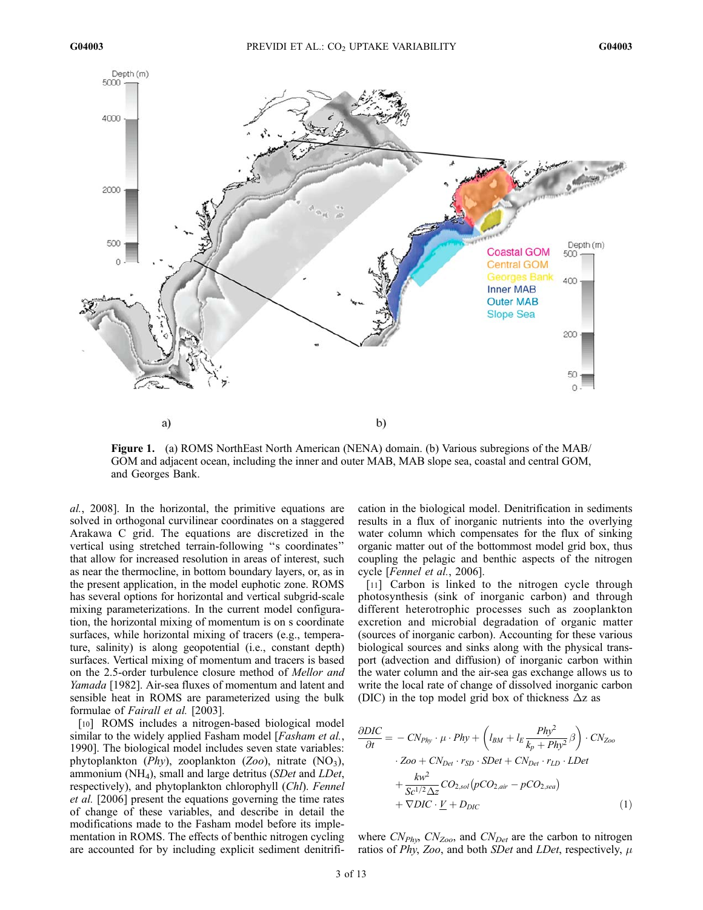**Figure 1.** (a) ROMS NorthEast North American (NENA) domain. (b) Various subregions of the MAB/GOM and adjacent ocean, including the inner and outer MAB, MAB slope sea, coastal and central GOM, and Georges Bank.

*al.*, 2008]. In the horizontal, the primitive equations are solved in orthogonal curvilinear coordinates on a staggered Arakawa C grid. The equations are discretized in the vertical using stretched terrain-following "s coordinates" that allow for increased resolution in areas of interest, such as near the thermocline, in bottom boundary layers, or, as in the present application, in the model euphotic zone. ROMS has several options for horizontal and vertical subgrid-scale mixing parameterizations. In the current model configuration, the horizontal mixing of momentum is on s coordinate surfaces, while horizontal mixing of tracers (e.g., temperature, salinity) is along geopotential (i.e., constant depth) surfaces. Vertical mixing of momentum and tracers is based on the 2.5-order turbulence closure method of *Mellor and Yamada* [1982]. Air-sea fluxes of momentum and latent and sensible heat in ROMS are parameterized using the bulk formulae of *Fairall et al.* [2003].

[10] ROMS includes a nitrogen-based biological model similar to the widely applied Fasham model [*Fasham et al.*, 1990]. The biological model includes seven state variables: phytoplankton (*Phy*), zooplankton (*Zoo*), nitrate ($NO_3$), ammonium ($NH_4$), small and large detritus (*SDet* and *LDet*, respectively), and phytoplankton chlorophyll (*Chl*). *Fennel et al.* [2006] present the equations governing the time rates of change of these variables, and describe in detail the modifications made to the Fasham model before its implementation in ROMS. The effects of benthic nitrogen cycling are accounted for by including explicit sediment denitrification in the biological model. Denitrification in sediments results in a flux of inorganic nutrients into the overlying water column which compensates for the flux of sinking organic matter out of the bottommost model grid box, thus coupling the pelagic and benthic aspects of the nitrogen cycle [*Fennel et al.*, 2006].

[11] Carbon is linked to the nitrogen cycle through photosynthesis (sink of inorganic carbon) and through different heterotrophic processes such as zooplankton excretion and microbial degradation of organic matter (sources of inorganic carbon). Accounting for these various biological sources and sinks along with the physical transport (advection and diffusion) of inorganic carbon within the water column and the air-sea gas exchange allows us to write the local rate of change of dissolved inorganic carbon (DIC) in the top model grid box of thickness $\Delta z$ as

$$
\begin{aligned}
\frac{\partial DIC}{\partial t} = & -CN_{Phy} \cdot \mu \cdot Phy + \left( l_{BM} + l_E \frac{Phy^2}{k_p + Phy^2} \beta \right) \cdot CN_{Zoo} \\
& \cdot Zoo + CN_{Det} \cdot r_{SD} \cdot SDet + CN_{Det} \cdot r_{LD} \cdot LDet \\
& + \frac{kw^2}{Sc^{1/2} \Delta z} CO_{2,sol} \left( pCO_{2,air} - pCO_{2,sea} \right) \\
& + \nabla DIC \cdot \underline{V} + D_{DIC}
\end{aligned} \quad (1)
$$

where $CN_{Phy}$, $CN_{Zoo}$, and $CN_{Det}$ are the carbon to nitrogen ratios of *Phy*, *Zoo*, and both *SDet* and *LDet*, respectively, $\mu$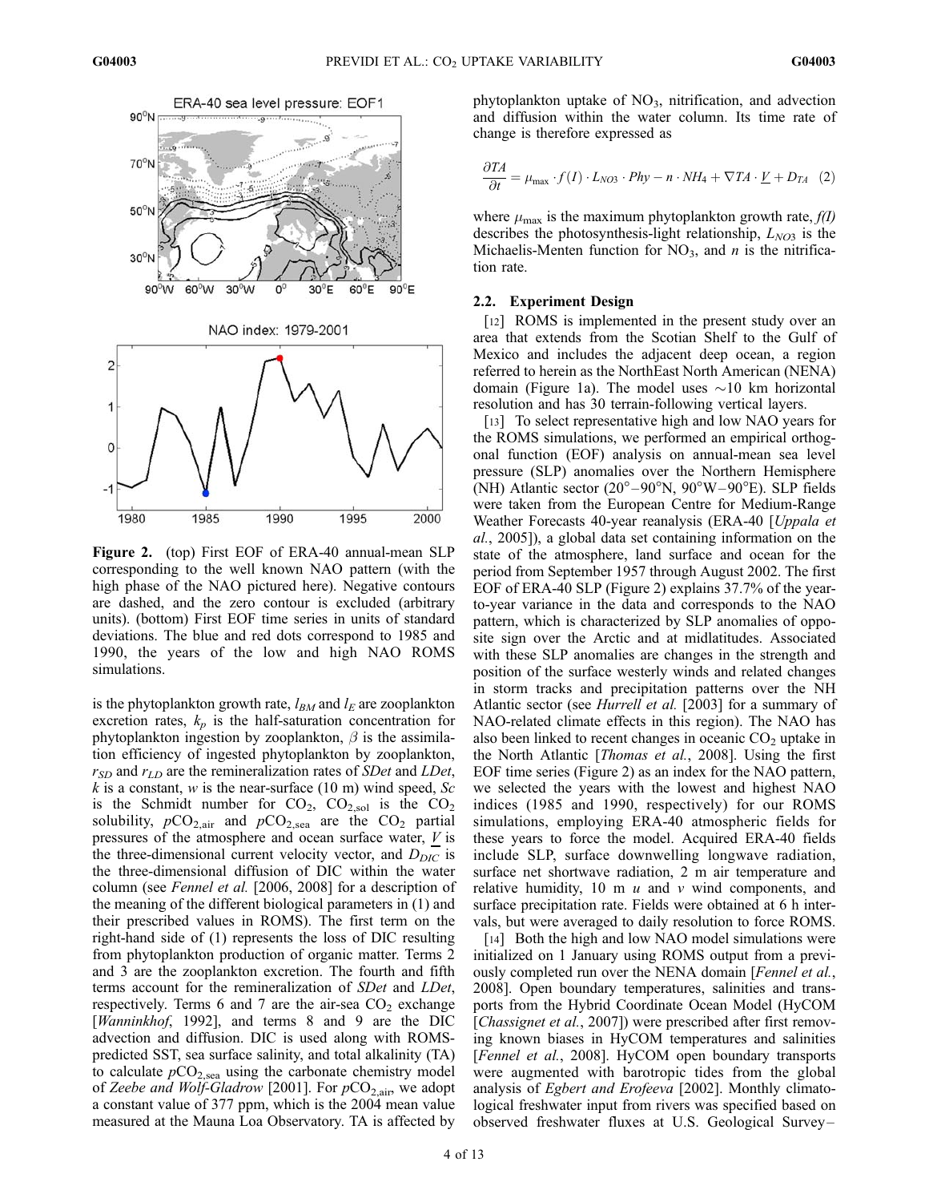**Figure 2.** (top) First EOF of ERA-40 annual-mean SLP corresponding to the well known NAO pattern (with the high phase of the NAO pictured here). Negative contours are dashed, and the zero contour is excluded (arbitrary units). (bottom) First EOF time series in units of standard deviations. The blue and red dots correspond to 1985 and 1990, the years of the low and high NAO ROMS simulations.

is the phytoplankton growth rate, $l_{BM}$ and $l_E$ are zooplankton excretion rates, $k_p$ is the half-saturation concentration for phytoplankton ingestion by zooplankton, $\beta$ is the assimilation efficiency of ingested phytoplankton by zooplankton, $r_{SD}$ and $r_{LD}$ are the remineralization rates of *SDet* and *LDet*, $k$ is a constant, $w$ is the near-surface (10 m) wind speed, $Sc$ is the Schmidt number for $CO_2$, $CO_{2,sol}$ is the $CO_2$ solubility, $pCO_{2,air}$ and $pCO_{2,sea}$ are the $CO_2$ partial pressures of the atmosphere and ocean surface water, $\underline{V}$ is the three-dimensional current velocity vector, and $D_{DIC}$ is the three-dimensional diffusion of DIC within the water column (see *Fennel et al.* [2006, 2008] for a description of the meaning of the different biological parameters in (1) and their prescribed values in ROMS). The first term on the right-hand side of (1) represents the loss of DIC resulting from phytoplankton production of organic matter. Terms 2 and 3 are the zooplankton excretion. The fourth and fifth terms account for the remineralization of *SDet* and *LDet*, respectively. Terms 6 and 7 are the air-sea $CO_2$ exchange [*Wanninkhof*, 1992], and terms 8 and 9 are the DIC advection and diffusion. DIC is used along with ROMS-predicted SST, sea surface salinity, and total alkalinity (TA) to calculate $pCO_{2,sea}$ using the carbonate chemistry model of *Zeebe and Wolf-Gladrow* [2001]. For $pCO_{2,air}$, we adopt a constant value of 377 ppm, which is the 2004 mean value measured at the Mauna Loa Observatory. TA is affected by phytoplankton uptake of $NO_3$, nitrification, and advection and diffusion within the water column. Its time rate of change is therefore expressed as

$$\frac{\partial TA}{\partial t} = \mu_{\max} \cdot f(I) \cdot L_{NO3} \cdot Phy - n \cdot NH_4 + \nabla TA \cdot \underline{V} + D_{TA} \quad (2)$$

where $\mu_{\max}$ is the maximum phytoplankton growth rate, $f(I)$ describes the photosynthesis-light relationship, $L_{NO3}$ is the Michaelis-Menten function for $NO_3$, and $n$ is the nitrification rate.

### 2.2. Experiment Design

[12] ROMS is implemented in the present study over an area that extends from the Scotian Shelf to the Gulf of Mexico and includes the adjacent deep ocean, a region referred to herein as the NorthEast North American (NENA) domain (Figure 1a). The model uses ~10 km horizontal resolution and has 30 terrain-following vertical layers.

[13] To select representative high and low NAO years for the ROMS simulations, we performed an empirical orthogonal function (EOF) analysis on annual-mean sea level pressure (SLP) anomalies over the Northern Hemisphere (NH) Atlantic sector (20°–90°N, 90°W–90°E). SLP fields were taken from the European Centre for Medium-Range Weather Forecasts 40-year reanalysis (ERA-40 [*Uppala et al.*, 2005]), a global data set containing information on the state of the atmosphere, land surface and ocean for the period from September 1957 through August 2002. The first EOF of ERA-40 SLP (Figure 2) explains 37.7% of the year-to-year variance in the data and corresponds to the NAO pattern, which is characterized by SLP anomalies of opposite sign over the Arctic and at midlatitudes. Associated with these SLP anomalies are changes in the strength and position of the surface westerly winds and related changes in storm tracks and precipitation patterns over the NH Atlantic sector (see *Hurrell et al.* [2003] for a summary of NAO-related climate effects in this region). The NAO has also been linked to recent changes in oceanic $CO_2$ uptake in the North Atlantic [*Thomas et al.*, 2008]. Using the first EOF time series (Figure 2) as an index for the NAO pattern, we selected the years with the lowest and highest NAO indices (1985 and 1990, respectively) for our ROMS simulations, employing ERA-40 atmospheric fields for these years to force the model. Acquired ERA-40 fields include SLP, surface downwelling longwave radiation, surface net shortwave radiation, 2 m air temperature and relative humidity, 10 m $u$ and $v$ wind components, and surface precipitation rate. Fields were obtained at 6 h intervals, but were averaged to daily resolution to force ROMS.

[14] Both the high and low NAO model simulations were initialized on 1 January using ROMS output from a previously completed run over the NENA domain [*Fennel et al.*, 2008]. Open boundary temperatures, salinities and transports from the Hybrid Coordinate Ocean Model (HyCOM [*Chassignet et al.*, 2007]) were prescribed after first removing known biases in HyCOM temperatures and salinities [*Fennel et al.*, 2008]. HyCOM open boundary transports were augmented with barotropic tides from the global analysis of *Egbert and Erofeeva* [2002]. Monthly climatological freshwater input from rivers was specified based on observed freshwater fluxes at U.S. Geological Survey–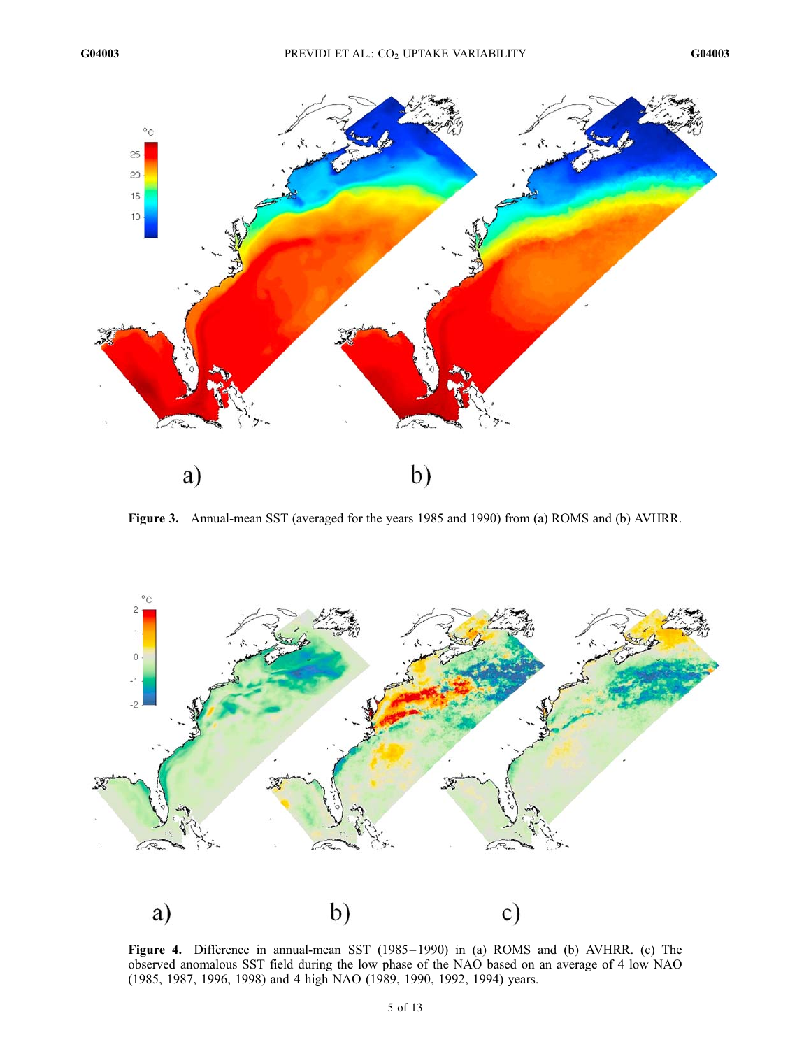**Figure 3.** Annual-mean SST (averaged for the years 1985 and 1990) from (a) ROMS and (b) AVHRR.

**Figure 4.** Difference in annual-mean SST (1985–1990) in (a) ROMS and (b) AVHRR. (c) The observed anomalous SST field during the low phase of the NAO based on an average of 4 low NAO (1985, 1987, 1996, 1998) and 4 high NAO (1989, 1990, 1992, 1994) years.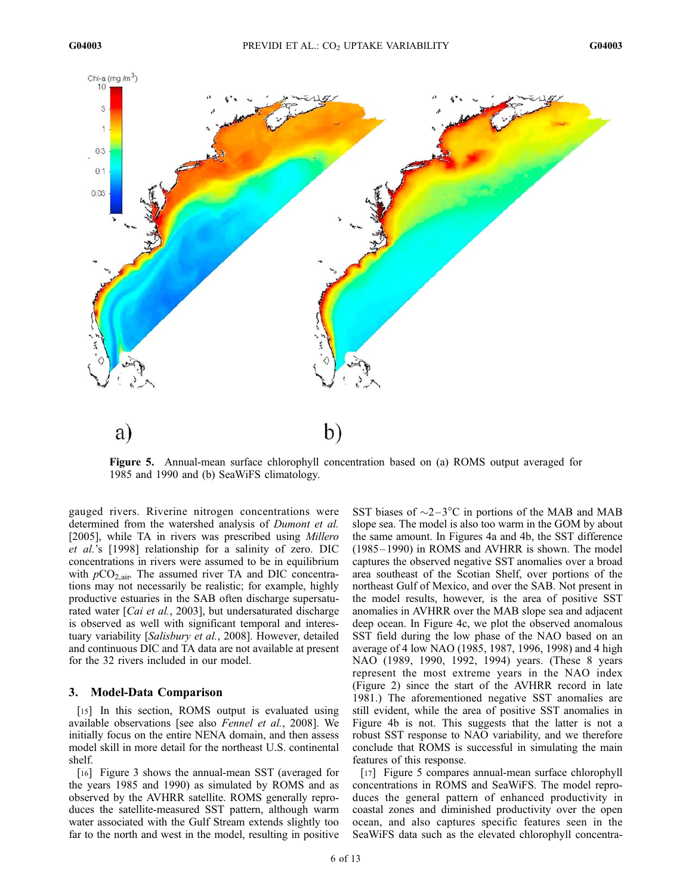Figure 5. Annual-mean surface chlorophyll concentration based on (a) ROMS output averaged for 1985 and 1990 and (b) SeaWiFS climatology.

gauged rivers. Riverine nitrogen concentrations were determined from the watershed analysis of *Dumont et al.* [2005], while TA in rivers was prescribed using *Millero et al.*'s [1998] relationship for a salinity of zero. DIC concentrations in rivers were assumed to be in equilibrium with $pCO_{2,air}$. The assumed river TA and DIC concentrations may not necessarily be realistic; for example, highly productive estuaries in the SAB often discharge supersaturated water [*Cai et al.*, 2003], but undersaturated discharge is observed as well with significant temporal and interestuary variability [*Salisbury et al.*, 2008]. However, detailed and continuous DIC and TA data are not available at present for the 32 rivers included in our model.

## 3. Model-Data Comparison

[15] In this section, ROMS output is evaluated using available observations [see also *Fennel et al.*, 2008]. We initially focus on the entire NENA domain, and then assess model skill in more detail for the northeast U.S. continental shelf.

[16] Figure 3 shows the annual-mean SST (averaged for the years 1985 and 1990) as simulated by ROMS and as observed by the AVHRR satellite. ROMS generally reproduces the satellite-measured SST pattern, although warm water associated with the Gulf Stream extends slightly too far to the north and west in the model, resulting in positive SST biases of $\sim$2–3°C in portions of the MAB and MAB slope sea. The model is also too warm in the GOM by about the same amount. In Figures 4a and 4b, the SST difference (1985–1990) in ROMS and AVHRR is shown. The model captures the observed negative SST anomalies over a broad area southeast of the Scotian Shelf, over portions of the northeast Gulf of Mexico, and over the SAB. Not present in the model results, however, is the area of positive SST anomalies in AVHRR over the MAB slope sea and adjacent deep ocean. In Figure 4c, we plot the observed anomalous SST field during the low phase of the NAO based on an average of 4 low NAO (1985, 1987, 1996, 1998) and 4 high NAO (1989, 1990, 1992, 1994) years. (These 8 years represent the most extreme years in the NAO index (Figure 2) since the start of the AVHRR record in late 1981.) The aforementioned negative SST anomalies are still evident, while the area of positive SST anomalies in Figure 4b is not. This suggests that the latter is not a robust SST response to NAO variability, and we therefore conclude that ROMS is successful in simulating the main features of this response.

[17] Figure 5 compares annual-mean surface chlorophyll concentrations in ROMS and SeaWiFS. The model reproduces the general pattern of enhanced productivity in coastal zones and diminished productivity over the open ocean, and also captures specific features seen in the SeaWiFS data such as the elevated chlorophyll concentra-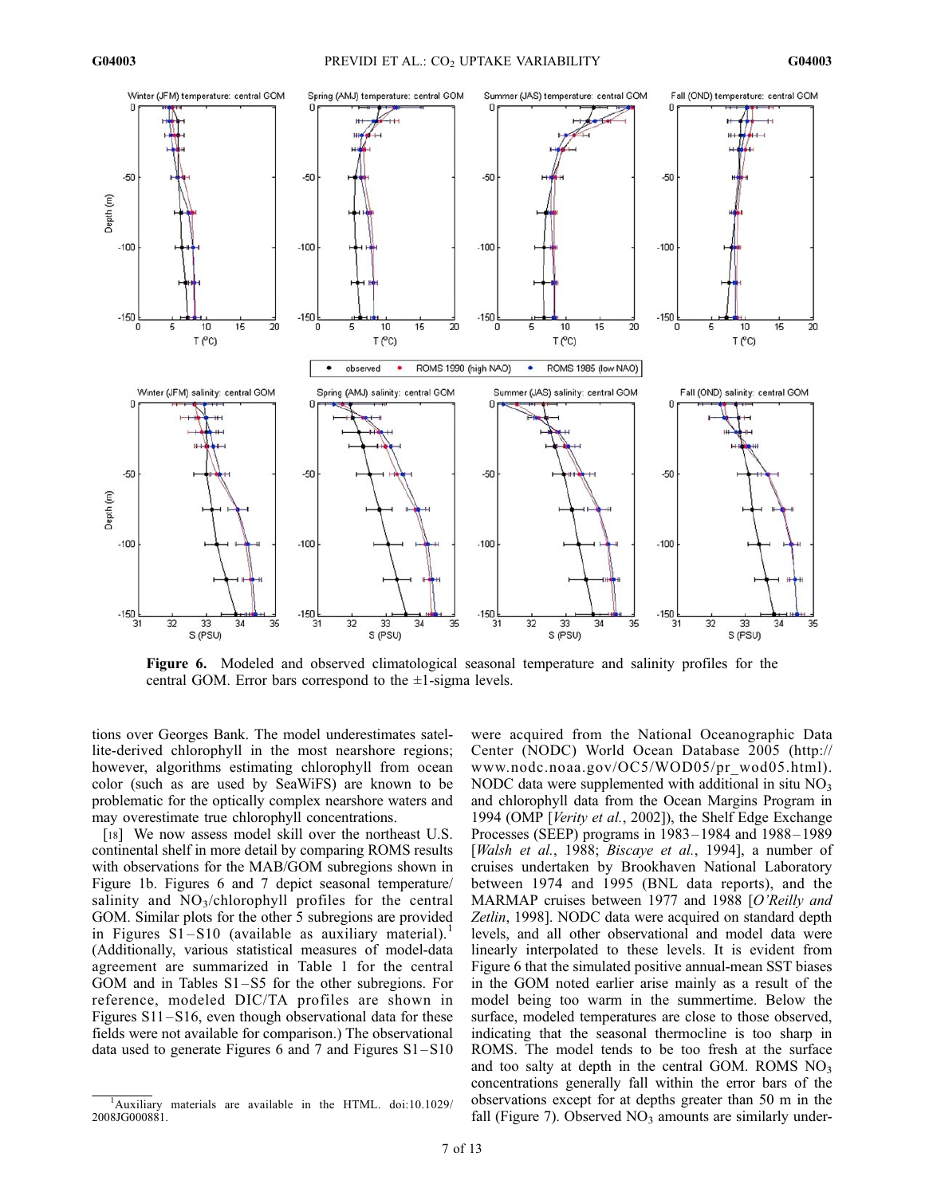**Figure 6.** Modeled and observed climatological seasonal temperature and salinity profiles for the central GOM. Error bars correspond to the ±1-sigma levels.

tions over Georges Bank. The model underestimates satellite-derived chlorophyll in the most nearshore regions; however, algorithms estimating chlorophyll from ocean color (such as are used by SeaWiFS) are known to be problematic for the optically complex nearshore waters and may overestimate true chlorophyll concentrations.

[18] We now assess model skill over the northeast U.S. continental shelf in more detail by comparing ROMS results with observations for the MAB/GOM subregions shown in Figure 1b. Figures 6 and 7 depict seasonal temperature/salinity and $NO_3$/chlorophyll profiles for the central GOM. Similar plots for the other 5 subregions are provided in Figures S1–S10 (available as auxiliary material).[1] (Additionally, various statistical measures of model-data agreement are summarized in Table 1 for the central GOM and in Tables S1–S5 for the other subregions. For reference, modeled DIC/TA profiles are shown in Figures S11–S16, even though observational data for these fields were not available for comparison.) The observational data used to generate Figures 6 and 7 and Figures S1–S10 were acquired from the National Oceanographic Data Center (NODC) World Ocean Database 2005 (http://www.nodc.noaa.gov/OC5/WOD05/pr_wod05.html). NODC data were supplemented with additional in situ $NO_3$ and chlorophyll data from the Ocean Margins Program in 1994 (OMP [*Verity et al.*, 2002]), the Shelf Edge Exchange Processes (SEEP) programs in 1983–1984 and 1988–1989 [*Walsh et al.*, 1988; *Biscaye et al.*, 1994], a number of cruises undertaken by Brookhaven National Laboratory between 1974 and 1995 (BNL data reports), and the MARMAP cruises between 1977 and 1988 [*O'Reilly and Zetlin*, 1998]. NODC data were acquired on standard depth levels, and all other observational and model data were linearly interpolated to these levels. It is evident from Figure 6 that the simulated positive annual-mean SST biases in the GOM noted earlier arise mainly as a result of the model being too warm in the summertime. Below the surface, modeled temperatures are close to those observed, indicating that the seasonal thermocline is too sharp in ROMS. The model tends to be too fresh at the surface and too salty at depth in the central GOM. ROMS $NO_3$ concentrations generally fall within the error bars of the observations except for at depths greater than 50 m in the fall (Figure 7). Observed $NO_3$ amounts are similarly under-

[1] Auxiliary materials are available in the HTML. doi:10.1029/2008JG000881.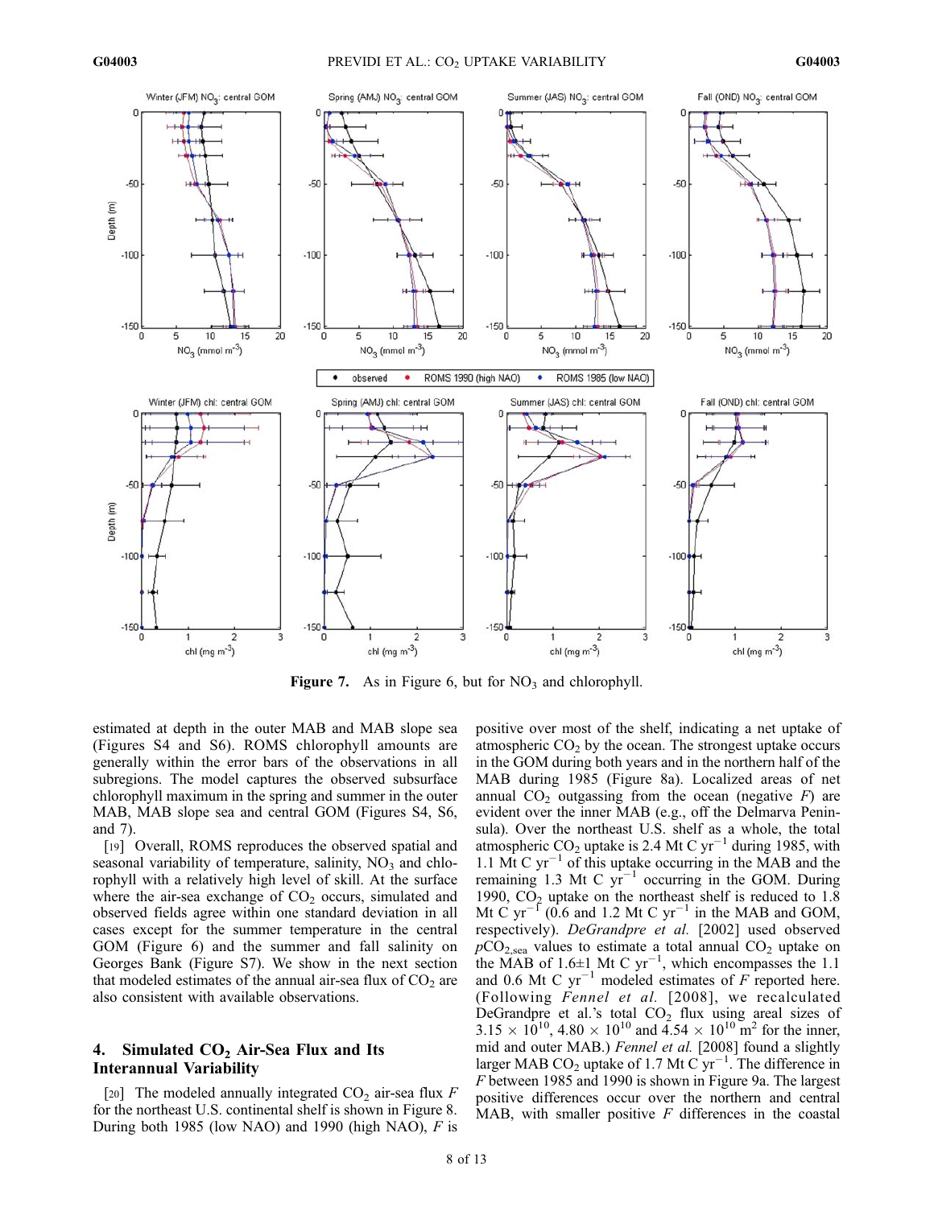**Figure 7.** As in Figure 6, but for $NO_3$ and chlorophyll.

estimated at depth in the outer MAB and MAB slope sea (Figures S4 and S6). ROMS chlorophyll amounts are generally within the error bars of the observations in all subregions. The model captures the observed subsurface chlorophyll maximum in the spring and summer in the outer MAB, MAB slope sea and central GOM (Figures S4, S6, and 7).

[19] Overall, ROMS reproduces the observed spatial and seasonal variability of temperature, salinity, $NO_3$ and chlorophyll with a relatively high level of skill. At the surface where the air-sea exchange of $CO_2$ occurs, simulated and observed fields agree within one standard deviation in all cases except for the summer temperature in the central GOM (Figure 6) and the summer and fall salinity on Georges Bank (Figure S7). We show in the next section that modeled estimates of the annual air-sea flux of $CO_2$ are also consistent with available observations.

## 4. Simulated $CO_2$ Air-Sea Flux and Its Interannual Variability

[20] The modeled annually integrated $CO_2$ air-sea flux $F$ for the northeast U.S. continental shelf is shown in Figure 8. During both 1985 (low NAO) and 1990 (high NAO), $F$ is positive over most of the shelf, indicating a net uptake of atmospheric $CO_2$ by the ocean. The strongest uptake occurs in the GOM during both years and in the northern half of the MAB during 1985 (Figure 8a). Localized areas of net annual $CO_2$ outgassing from the ocean (negative $F$) are evident over the inner MAB (e.g., off the Delmarva Peninsula). Over the northeast U.S. shelf as a whole, the total atmospheric $CO_2$ uptake is 2.4 Mt C $yr^{-1}$ during 1985, with 1.1 Mt C $yr^{-1}$ of this uptake occurring in the MAB and the remaining 1.3 Mt C $yr^{-1}$ occurring in the GOM. During 1990, $CO_2$ uptake on the northeast shelf is reduced to 1.8 Mt C $yr^{-1}$ (0.6 and 1.2 Mt C $yr^{-1}$ in the MAB and GOM, respectively). *DeGrandpre et al.* [2002] used observed $pCO_{2,sea}$ values to estimate a total annual $CO_2$ uptake on the MAB of 1.6±1 Mt C $yr^{-1}$, which encompasses the 1.1 and 0.6 Mt C $yr^{-1}$ modeled estimates of $F$ reported here. (Following *Fennel et al.* [2008], we recalculated DeGrandpre et al.'s total $CO_2$ flux using areal sizes of $3.15 \times 10^{10}$, $4.80 \times 10^{10}$ and $4.54 \times 10^{10}$ $m^2$ for the inner, mid and outer MAB.) *Fennel et al.* [2008] found a slightly larger MAB $CO_2$ uptake of 1.7 Mt C $yr^{-1}$. The difference in $F$ between 1985 and 1990 is shown in Figure 9a. The largest positive differences occur over the northern and central MAB, with smaller positive $F$ differences in the coastal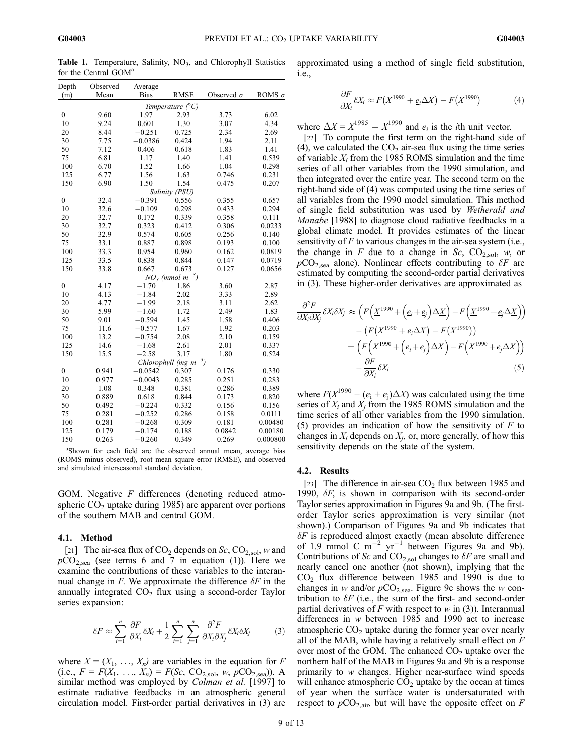**Table 1.** Temperature, Salinity, $NO_3$, and Chlorophyll Statistics for the Central GOM[a]

| Depth (m) | Observed Mean | Average Bias | RMSE | Observed $\sigma$ | ROMS $\sigma$ |
|---|---|---|---|---|---|
| *Temperature (°C)* | | | | | |
| 0 | 9.60 | 1.97 | 2.93 | 3.73 | 6.02 |
| 10 | 9.24 | 0.601 | 1.30 | 3.07 | 4.34 |
| 20 | 8.44 | −0.251 | 0.725 | 2.34 | 2.69 |
| 30 | 7.75 | −0.0386 | 0.424 | 1.94 | 2.11 |
| 50 | 7.12 | 0.406 | 0.618 | 1.83 | 1.41 |
| 75 | 6.81 | 1.17 | 1.40 | 1.41 | 0.539 |
| 100 | 6.70 | 1.52 | 1.66 | 1.04 | 0.298 |
| 125 | 6.77 | 1.56 | 1.63 | 0.746 | 0.231 |
| 150 | 6.90 | 1.50 | 1.54 | 0.475 | 0.207 |
| *Salinity (PSU)* | | | | | |
| 0 | 32.4 | −0.391 | 0.556 | 0.355 | 0.657 |
| 10 | 32.6 | −0.109 | 0.298 | 0.433 | 0.294 |
| 20 | 32.7 | 0.172 | 0.339 | 0.358 | 0.111 |
| 30 | 32.7 | 0.323 | 0.412 | 0.306 | 0.0233 |
| 50 | 32.9 | 0.574 | 0.605 | 0.256 | 0.140 |
| 75 | 33.1 | 0.887 | 0.898 | 0.193 | 0.100 |
| 100 | 33.3 | 0.954 | 0.960 | 0.162 | 0.0819 |
| 125 | 33.5 | 0.838 | 0.844 | 0.147 | 0.0719 |
| 150 | 33.8 | 0.667 | 0.673 | 0.127 | 0.0656 |
| *$NO_3$ (mmol m$^{-3}$)* | | | | | |
| 0 | 4.17 | −1.70 | 1.86 | 3.60 | 2.87 |
| 10 | 4.13 | −1.84 | 2.02 | 3.33 | 2.89 |
| 20 | 4.77 | −1.99 | 2.18 | 3.11 | 2.62 |
| 30 | 5.99 | −1.60 | 1.72 | 2.49 | 1.83 |
| 50 | 9.01 | −0.594 | 1.45 | 1.58 | 0.406 |
| 75 | 11.6 | −0.577 | 1.67 | 1.92 | 0.203 |
| 100 | 13.2 | −0.754 | 2.08 | 2.10 | 0.159 |
| 125 | 14.6 | −1.68 | 2.61 | 2.01 | 0.337 |
| 150 | 15.5 | −2.58 | 3.17 | 1.80 | 0.524 |
| *Chlorophyll (mg m$^{-3}$)* | | | | | |
| 0 | 0.941 | −0.0542 | 0.307 | 0.176 | 0.330 |
| 10 | 0.977 | −0.0043 | 0.285 | 0.251 | 0.283 |
| 20 | 1.08 | 0.348 | 0.381 | 0.286 | 0.389 |
| 30 | 0.889 | 0.618 | 0.844 | 0.173 | 0.820 |
| 50 | 0.492 | −0.224 | 0.332 | 0.156 | 0.156 |
| 75 | 0.281 | −0.252 | 0.286 | 0.158 | 0.0111 |
| 100 | 0.281 | −0.268 | 0.309 | 0.181 | 0.00480 |
| 125 | 0.179 | −0.174 | 0.188 | 0.0842 | 0.00180 |
| 150 | 0.263 | −0.260 | 0.349 | 0.269 | 0.000800 |

[a]Shown for each field are the observed annual mean, average bias (ROMS minus observed), root mean square error (RMSE), and observed and simulated interseasonal standard deviation.

GOM. Negative $F$ differences (denoting reduced atmospheric $CO_2$ uptake during 1985) are apparent over portions of the southern MAB and central GOM.

### 4.1. Method

[21] The air-sea flux of $CO_2$ depends on $Sc$, $CO_{2,sol}$, $w$ and $pCO_{2,sea}$ (see terms 6 and 7 in equation (1)). Here we examine the contributions of these variables to the interannual change in $F$. We approximate the difference $\delta F$ in the annually integrated $CO_2$ flux using a second-order Taylor series expansion:

$$\delta F \approx \sum_{i=1}^{n} \frac{\partial F}{\partial X_i}\delta X_i + \frac{1}{2}\sum_{i=1}^{n}\sum_{j=1}^{n}\frac{\partial^2 F}{\partial X_i \partial X_j}\delta X_i \delta X_j \qquad (3)$$

where $X = (X_1, \ldots, X_n)$ are variables in the equation for $F$ (i.e., $F = F(X_1, \ldots, X_n) = F(Sc, CO_{2,sol}, w, pCO_{2,sea})$). A similar method was employed by *Colman et al.* [1997] to estimate radiative feedbacks in an atmospheric general circulation model. First-order partial derivatives in (3) are approximated using a method of single field substitution, i.e.,

$$\frac{\partial F}{\partial X_i}\delta X_i \approx F\left(\underline{X}^{1990} + \underline{e}_i \Delta \underline{X}\right) - F\left(\underline{X}^{1990}\right) \qquad (4)$$

where $\Delta \underline{X} = \underline{X}^{1985} - \underline{X}^{1990}$ and $\underline{e}_i$ is the $i$th unit vector.

[22] To compute the first term on the right-hand side of (4), we calculated the $CO_2$ air-sea flux using the time series of variable $X_i$ from the 1985 ROMS simulation and the time series of all other variables from the 1990 simulation, and then integrated over the entire year. The second term on the right-hand side of (4) was computed using the time series of all variables from the 1990 model simulation. This method of single field substitution was used by *Wetherald and Manabe* [1988] to diagnose cloud radiative feedbacks in a global climate model. It provides estimates of the linear sensitivity of $F$ to various changes in the air-sea system (i.e., the change in $F$ due to a change in $Sc$, $CO_{2,sol}$, $w$, or $pCO_{2,sea}$ alone). Nonlinear effects contributing to $\delta F$ are estimated by computing the second-order partial derivatives in (3). These higher-order derivatives are approximated as

$$\begin{aligned}
\frac{\partial^2 F}{\partial X_i \partial X_j}\delta X_i \delta X_j &\approx \left(F\left(\underline{X}^{1990} + \left(\underline{e}_i + \underline{e}_j\right)\Delta \underline{X}\right) - F\left(\underline{X}^{1990} + \underline{e}_j \Delta \underline{X}\right)\right) \\
&\quad - \left(F\left(\underline{X}^{1990} + \underline{e}_j \Delta \underline{X}\right) - F\left(\underline{X}^{1990}\right)\right) \\
&= \left(F\left(\underline{X}^{1990} + \left(\underline{e}_i + \underline{e}_j\right)\Delta \underline{X}\right) - F\left(\underline{X}^{1990} + \underline{e}_j \Delta \underline{X}\right)\right) \\
&\quad - \frac{\partial F}{\partial X_i}\delta X_i
\end{aligned} \qquad (5)$$

where $F(X^{1990} + (e_i + e_j)\Delta X)$ was calculated using the time series of $X_i$ and $X_j$ from the 1985 ROMS simulation and the time series of all other variables from the 1990 simulation. (5) provides an indication of how the sensitivity of $F$ to changes in $X_i$ depends on $X_j$, or, more generally, of how this sensitivity depends on the state of the system.

### 4.2. Results

[23] The difference in air-sea $CO_2$ flux between 1985 and 1990, $\delta F$, is shown in comparison with its second-order Taylor series approximation in Figures 9a and 9b. (The first-order Taylor series approximation is very similar (not shown).) Comparison of Figures 9a and 9b indicates that $\delta F$ is reproduced almost exactly (mean absolute difference of 1.9 mmol C m$^{-2}$ yr$^{-1}$ between Figures 9a and 9b). Contributions of $Sc$ and $CO_{2,sol}$ changes to $\delta F$ are small and nearly cancel one another (not shown), implying that the $CO_2$ flux difference between 1985 and 1990 is due to changes in $w$ and/or $pCO_{2,sea}$. Figure 9c shows the $w$ contribution to $\delta F$ (i.e., the sum of the first- and second-order partial derivatives of $F$ with respect to $w$ in (3)). Interannual differences in $w$ between 1985 and 1990 act to increase atmospheric $CO_2$ uptake during the former year over nearly all of the MAB, while having a relatively small effect on $F$ over most of the GOM. The enhanced $CO_2$ uptake over the northern half of the MAB in Figures 9a and 9b is a response primarily to $w$ changes. Higher near-surface wind speeds will enhance atmospheric $CO_2$ uptake by the ocean at times of year when the surface water is undersaturated with respect to $pCO_{2,air}$, but will have the opposite effect on $F$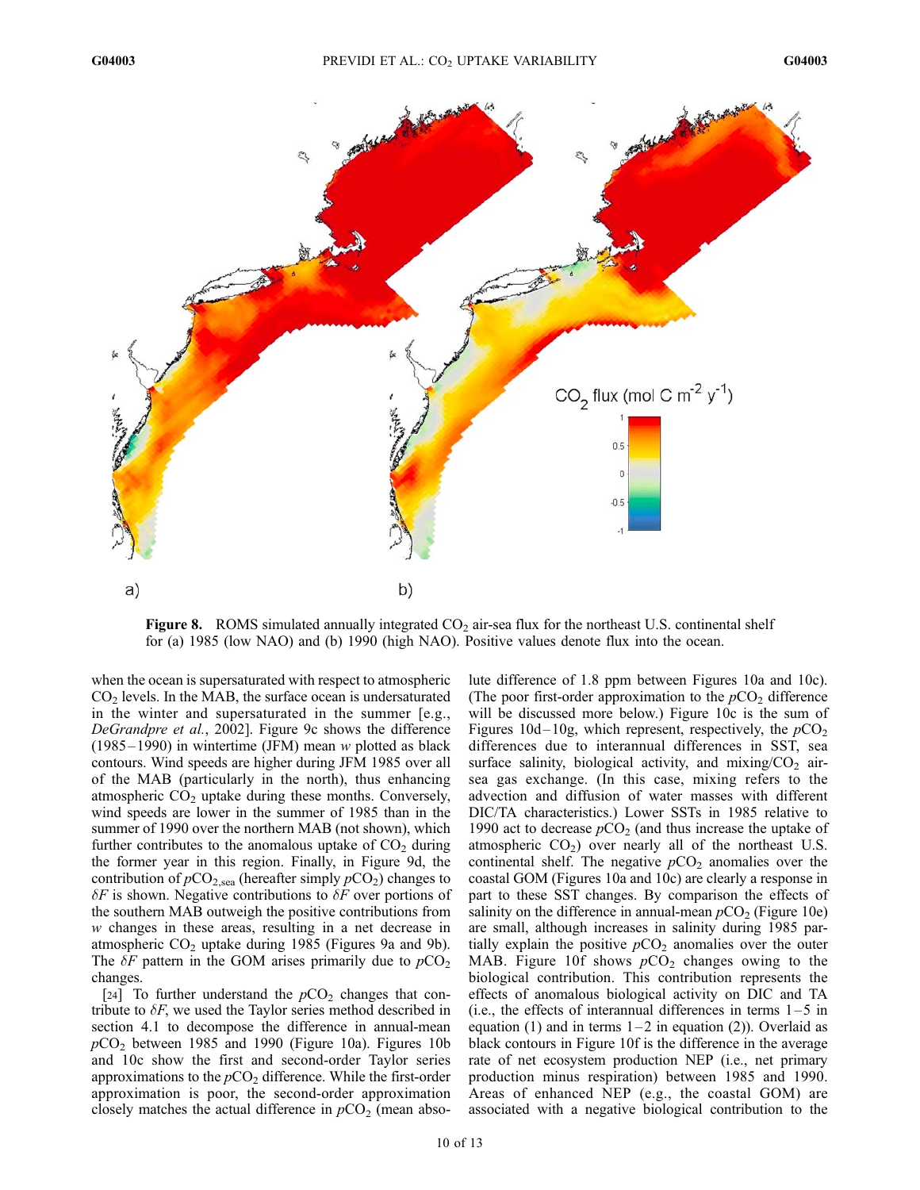**Figure 8.** ROMS simulated annually integrated $CO_2$ air-sea flux for the northeast U.S. continental shelf for (a) 1985 (low NAO) and (b) 1990 (high NAO). Positive values denote flux into the ocean.

when the ocean is supersaturated with respect to atmospheric $CO_2$ levels. In the MAB, the surface ocean is undersaturated in the winter and supersaturated in the summer [e.g., *DeGrandpre et al.*, 2002]. Figure 9c shows the difference (1985–1990) in wintertime (JFM) mean $w$ plotted as black contours. Wind speeds are higher during JFM 1985 over all of the MAB (particularly in the north), thus enhancing atmospheric $CO_2$ uptake during these months. Conversely, wind speeds are lower in the summer of 1985 than in the summer of 1990 over the northern MAB (not shown), which further contributes to the anomalous uptake of $CO_2$ during the former year in this region. Finally, in Figure 9d, the contribution of $pCO_{2,sea}$ (hereafter simply $pCO_2$) changes to $\delta F$ is shown. Negative contributions to $\delta F$ over portions of the southern MAB outweigh the positive contributions from $w$ changes in these areas, resulting in a net decrease in atmospheric $CO_2$ uptake during 1985 (Figures 9a and 9b). The $\delta F$ pattern in the GOM arises primarily due to $pCO_2$ changes.

[24] To further understand the $pCO_2$ changes that contribute to $\delta F$, we used the Taylor series method described in section 4.1 to decompose the difference in annual-mean $pCO_2$ between 1985 and 1990 (Figure 10a). Figures 10b and 10c show the first and second-order Taylor series approximations to the $pCO_2$ difference. While the first-order approximation is poor, the second-order approximation closely matches the actual difference in $pCO_2$ (mean absolute difference of 1.8 ppm between Figures 10a and 10c). (The poor first-order approximation to the $pCO_2$ difference will be discussed more below.) Figure 10c is the sum of Figures 10d–10g, which represent, respectively, the $pCO_2$ differences due to interannual differences in SST, sea surface salinity, biological activity, and mixing/$CO_2$ air-sea gas exchange. (In this case, mixing refers to the advection and diffusion of water masses with different DIC/TA characteristics.) Lower SSTs in 1985 relative to 1990 act to decrease $pCO_2$ (and thus increase the uptake of atmospheric $CO_2$) over nearly all of the northeast U.S. continental shelf. The negative $pCO_2$ anomalies over the coastal GOM (Figures 10a and 10c) are clearly a response in part to these SST changes. By comparison the effects of salinity on the difference in annual-mean $pCO_2$ (Figure 10e) are small, although increases in salinity during 1985 partially explain the positive $pCO_2$ anomalies over the outer MAB. Figure 10f shows $pCO_2$ changes owing to the biological contribution. This contribution represents the effects of anomalous biological activity on DIC and TA (i.e., the effects of interannual differences in terms 1–5 in equation (1) and in terms 1–2 in equation (2)). Overlaid as black contours in Figure 10f is the difference in the average rate of net ecosystem production NEP (i.e., net primary production minus respiration) between 1985 and 1990. Areas of enhanced NEP (e.g., the coastal GOM) are associated with a negative biological contribution to the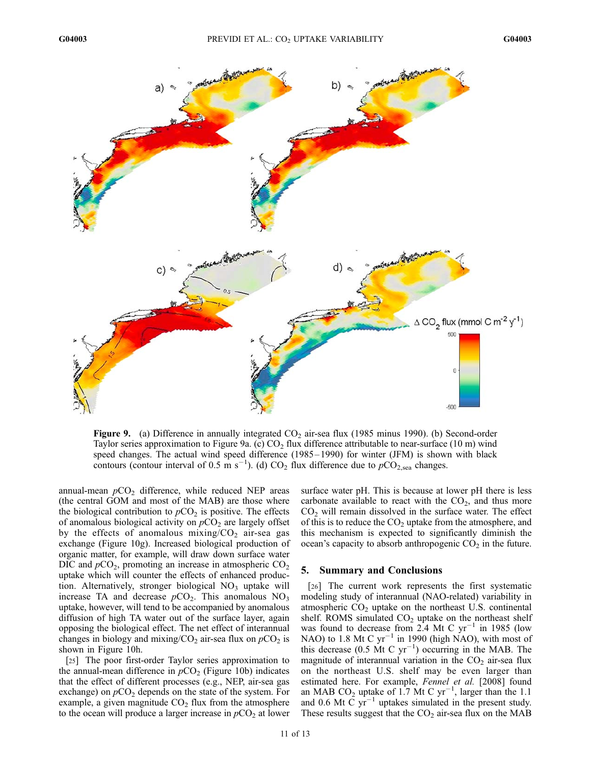**Figure 9.** (a) Difference in annually integrated $CO_2$ air-sea flux (1985 minus 1990). (b) Second-order Taylor series approximation to Figure 9a. (c) $CO_2$ flux difference attributable to near-surface (10 m) wind speed changes. The actual wind speed difference (1985–1990) for winter (JFM) is shown with black contours (contour interval of 0.5 m $s^{-1}$). (d) $CO_2$ flux difference due to $pCO_{2,sea}$ changes.

annual-mean $pCO_2$ difference, while reduced NEP areas (the central GOM and most of the MAB) are those where the biological contribution to $pCO_2$ is positive. The effects of anomalous biological activity on $pCO_2$ are largely offset by the effects of anomalous mixing/$CO_2$ air-sea gas exchange (Figure 10g). Increased biological production of organic matter, for example, will draw down surface water DIC and $pCO_2$, promoting an increase in atmospheric $CO_2$ uptake which will counter the effects of enhanced production. Alternatively, stronger biological $NO_3$ uptake will increase TA and decrease $pCO_2$. This anomalous $NO_3$ uptake, however, will tend to be accompanied by anomalous diffusion of high TA water out of the surface layer, again opposing the biological effect. The net effect of interannual changes in biology and mixing/$CO_2$ air-sea flux on $pCO_2$ is shown in Figure 10h.

[25] The poor first-order Taylor series approximation to the annual-mean difference in $pCO_2$ (Figure 10b) indicates that the effect of different processes (e.g., NEP, air-sea gas exchange) on $pCO_2$ depends on the state of the system. For example, a given magnitude $CO_2$ flux from the atmosphere to the ocean will produce a larger increase in $pCO_2$ at lower surface water pH. This is because at lower pH there is less carbonate available to react with the $CO_2$, and thus more $CO_2$ will remain dissolved in the surface water. The effect of this is to reduce the $CO_2$ uptake from the atmosphere, and this mechanism is expected to significantly diminish the ocean's capacity to absorb anthropogenic $CO_2$ in the future.

## 5. Summary and Conclusions

[26] The current work represents the first systematic modeling study of interannual (NAO-related) variability in atmospheric $CO_2$ uptake on the northeast U.S. continental shelf. ROMS simulated $CO_2$ uptake on the northeast shelf was found to decrease from 2.4 Mt C $yr^{-1}$ in 1985 (low NAO) to 1.8 Mt C $yr^{-1}$ in 1990 (high NAO), with most of this decrease (0.5 Mt C $yr^{-1}$) occurring in the MAB. The magnitude of interannual variation in the $CO_2$ air-sea flux on the northeast U.S. shelf may be even larger than estimated here. For example, *Fennel et al.* [2008] found an MAB $CO_2$ uptake of 1.7 Mt C $yr^{-1}$, larger than the 1.1 and 0.6 Mt C $yr^{-1}$ uptakes simulated in the present study. These results suggest that the $CO_2$ air-sea flux on the MAB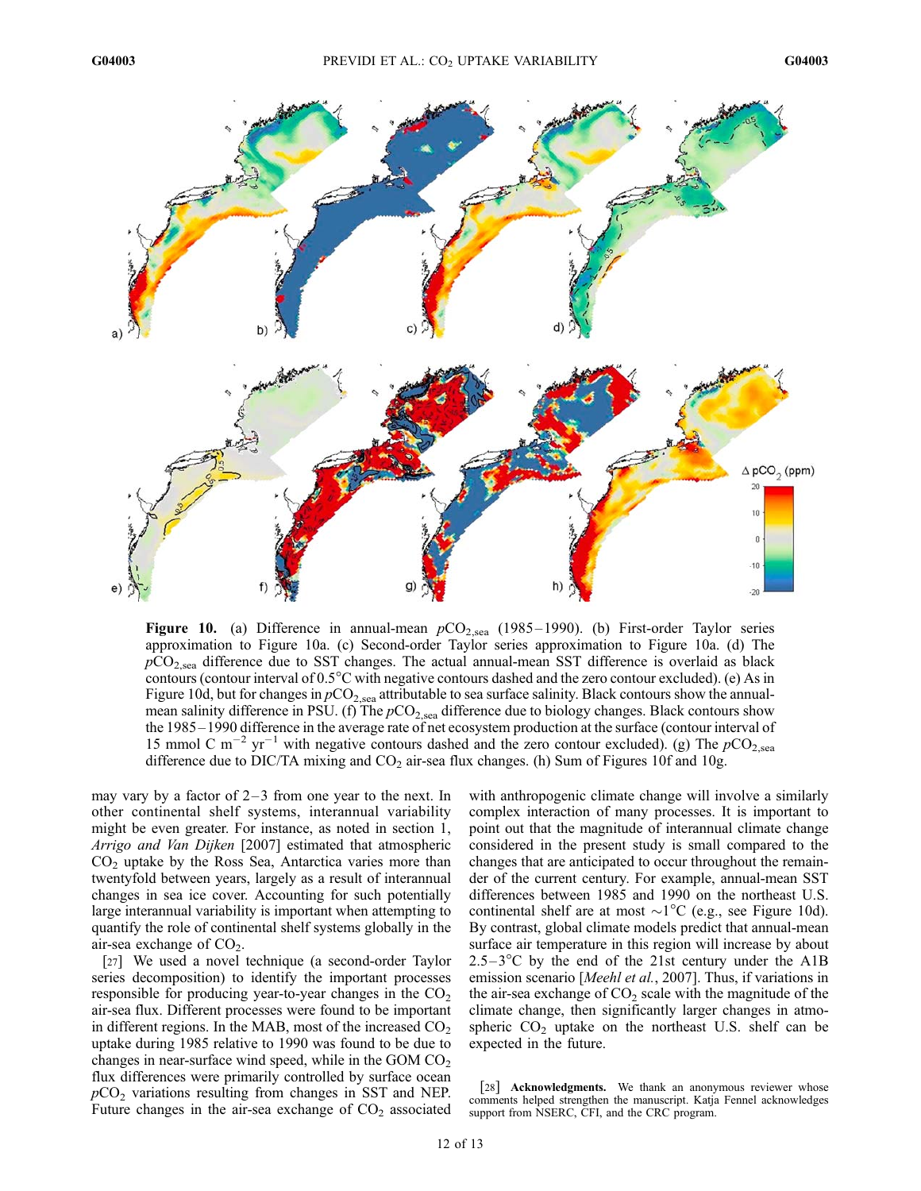**Figure 10.** (a) Difference in annual-mean $pCO_{2,sea}$ (1985–1990). (b) First-order Taylor series approximation to Figure 10a. (c) Second-order Taylor series approximation to Figure 10a. (d) The $pCO_{2,sea}$ difference due to SST changes. The actual annual-mean SST difference is overlaid as black contours (contour interval of 0.5°C with negative contours dashed and the zero contour excluded). (e) As in Figure 10d, but for changes in $pCO_{2,sea}$ attributable to sea surface salinity. Black contours show the annual-mean salinity difference in PSU. (f) The $pCO_{2,sea}$ difference due to biology changes. Black contours show the 1985–1990 difference in the average rate of net ecosystem production at the surface (contour interval of 15 mmol C $m^{-2}$ $yr^{-1}$ with negative contours dashed and the zero contour excluded). (g) The $pCO_{2,sea}$ difference due to DIC/TA mixing and $CO_2$ air-sea flux changes. (h) Sum of Figures 10f and 10g.

may vary by a factor of 2–3 from one year to the next. In other continental shelf systems, interannual variability might be even greater. For instance, as noted in section 1, *Arrigo and Van Dijken* [2007] estimated that atmospheric $CO_2$ uptake by the Ross Sea, Antarctica varies more than twentyfold between years, largely as a result of interannual changes in sea ice cover. Accounting for such potentially large interannual variability is important when attempting to quantify the role of continental shelf systems globally in the air-sea exchange of $CO_2$.

[27] We used a novel technique (a second-order Taylor series decomposition) to identify the important processes responsible for producing year-to-year changes in the $CO_2$ air-sea flux. Different processes were found to be important in different regions. In the MAB, most of the increased $CO_2$ uptake during 1985 relative to 1990 was found to be due to changes in near-surface wind speed, while in the GOM $CO_2$ flux differences were primarily controlled by surface ocean $pCO_2$ variations resulting from changes in SST and NEP. Future changes in the air-sea exchange of $CO_2$ associated with anthropogenic climate change will involve a similarly complex interaction of many processes. It is important to point out that the magnitude of interannual climate change considered in the present study is small compared to the changes that are anticipated to occur throughout the remainder of the current century. For example, annual-mean SST differences between 1985 and 1990 on the northeast U.S. continental shelf are at most ~1°C (e.g., see Figure 10d). By contrast, global climate models predict that annual-mean surface air temperature in this region will increase by about 2.5–3°C by the end of the 21st century under the A1B emission scenario [*Meehl et al.*, 2007]. Thus, if variations in the air-sea exchange of $CO_2$ scale with the magnitude of the climate change, then significantly larger changes in atmospheric $CO_2$ uptake on the northeast U.S. shelf can be expected in the future.

[28] **Acknowledgments.** We thank an anonymous reviewer whose comments helped strengthen the manuscript. Katja Fennel acknowledges support from NSERC, CFI, and the CRC program.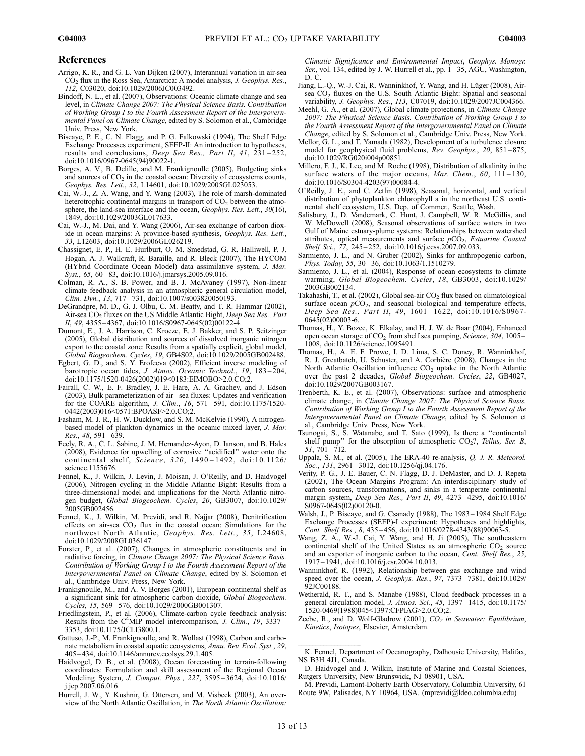## References

Arrigo, K. R., and G. L. Van Dijken (2007), Interannual variation in air-sea $CO_2$ flux in the Ross Sea, Antarctica: A model analysis, *J. Geophys. Res.*, *112*, C03020, doi:10.1029/2006JC003492.

Bindoff, N. L., et al. (2007), Observations: Oceanic climate change and sea level, in *Climate Change 2007: The Physical Science Basis. Contribution of Working Group I to the Fourth Assessment Report of the Intergovernmental Panel on Climate Change*, edited by S. Solomon et al., Cambridge Univ. Press, New York.

Biscaye, P. E., C. N. Flagg, and P. G. Falkowski (1994), The Shelf Edge Exchange Processes experiment, SEEP-II: An introduction to hypotheses, results and conclusions, *Deep Sea Res., Part II*, *41*, 231–252, doi:10.1016/0967-0645(94)90022-1.

Borges, A. V., B. Delille, and M. Frankignoulle (2005), Budgeting sinks and sources of $CO_2$ in the coastal ocean: Diversity of ecosystems counts, *Geophys. Res. Lett.*, *32*, L14601, doi:10.1029/2005GL023053.

Cai, W.-J., Z. A. Wang, and Y. Wang (2003), The role of marsh-dominated heterotrophic continental margins in transport of $CO_2$ between the atmosphere, the land-sea interface and the ocean, *Geophys. Res. Lett.*, *30*(16), 1849, doi:10.1029/2003GL017633.

Cai, W.-J., M. Dai, and Y. Wang (2006), Air-sea exchange of carbon dioxide in ocean margins: A province-based synthesis, *Geophys. Res. Lett.*, *33*, L12603, doi:10.1029/2006GL026219.

Chassignet, E. P., H. E. Hurlburt, O. M. Smedstad, G. R. Halliwell, P. J. Hogan, A. J. Wallcraft, R. Baraille, and R. Bleck (2007), The HYCOM (HYbrid Coordinate Ocean Model) data assimilative system, *J. Mar. Syst.*, *65*, 60–83, doi:10.1016/j.jmarsys.2005.09.016.

Colman, R. A., S. B. Power, and B. J. McAvaney (1997), Non-linear climate feedback analysis in an atmospheric general circulation model, *Clim. Dyn.*, *13*, 717–731, doi:10.1007/s003820050193.

DeGrandpre, M. D., G. J. Olbu, C. M. Beatty, and T. R. Hammar (2002), Air-sea $CO_2$ fluxes on the US Middle Atlantic Bight, *Deep Sea Res., Part II*, *49*, 4355–4367, doi:10.1016/S0967-0645(02)00122-4.

Dumont, E., J. A. Harrison, C. Kroeze, E. J. Bakker, and S. P. Seitzinger (2005), Global distribution and sources of dissolved inorganic nitrogen export to the coastal zone: Results from a spatially explicit, global model, *Global Biogeochem. Cycles*, *19*, GB4S02, doi:10.1029/2005GB002488.

Egbert, G. D., and S. Y. Erofeeva (2002), Efficient inverse modeling of barotropic ocean tides, *J. Atmos. Oceanic Technol.*, *19*, 183–204, doi:10.1175/1520-0426(2002)019<0183:EIMOBO>2.0.CO;2.

Fairall, C. W., E. F. Bradley, J. E. Hare, A. A. Grachev, and J. Edson (2003), Bulk parameterization of air–sea fluxes: Updates and verification for the COARE algorithm, *J. Clim.*, *16*, 571–591, doi:10.1175/1520-0442(2003)016<0571:BPOASF>2.0.CO;2.

Fasham, M. J. R., H. W. Ducklow, and S. M. McKelvie (1990), A nitrogen-based model of plankton dynamics in the oceanic mixed layer, *J. Mar. Res.*, *48*, 591–639.

Feely, R. A., C. L. Sabine, J. M. Hernandez-Ayon, D. Ianson, and B. Hales (2008), Evidence for upwelling of corrosive "acidified" water onto the continental shelf, *Science*, *320*, 1490–1492, doi:10.1126/science.1155676.

Fennel, K., J. Wilkin, J. Levin, J. Moisan, J. O'Reilly, and D. Haidvogel (2006), Nitrogen cycling in the Middle Atlantic Bight: Results from a three-dimensional model and implications for the North Atlantic nitrogen budget, *Global Biogeochem. Cycles*, *20*, GB3007, doi:10.1029/2005GB002456.

Fennel, K., J. Wilkin, M. Previdi, and R. Najjar (2008), Denitrification effects on air-sea $CO_2$ flux in the coastal ocean: Simulations for the northwest North Atlantic, *Geophys. Res. Lett.*, *35*, L24608, doi:10.1029/2008GL036147.

Forster, P., et al. (2007), Changes in atmospheric constituents and in radiative forcing, in *Climate Change 2007: The Physical Science Basis. Contribution of Working Group I to the Fourth Assessment Report of the Intergovernmental Panel on Climate Change*, edited by S. Solomon et al., Cambridge Univ. Press, New York.

Frankignoulle, M., and A. V. Borges (2001), European continental shelf as a significant sink for atmospheric carbon dioxide, *Global Biogeochem. Cycles*, *15*, 569–576, doi:10.1029/2000GB001307.

Friedlingstein, P., et al. (2006), Climate-carbon cycle feedback analysis: Results from the C[4]MIP model intercomparison, *J. Clim.*, *19*, 3337–3353, doi:10.1175/JCLI3800.1.

Gattuso, J.-P., M. Frankignoulle, and R. Wollast (1998), Carbon and carbonate metabolism in coastal aquatic ecosystems, *Annu. Rev. Ecol. Syst.*, *29*, 405–434, doi:10.1146/annurev.ecolsys.29.1.405.

Haidvogel, D. B., et al. (2008), Ocean forecasting in terrain-following coordinates: Formulation and skill assessment of the Regional Ocean Modeling System, *J. Comput. Phys.*, *227*, 3595–3624, doi:10.1016/j.jcp.2007.06.016.

Hurrell, J. W., Y. Kushnir, G. Ottersen, and M. Visbeck (2003), An overview of the North Atlantic Oscillation, in *The North Atlantic Oscillation: Climatic Significance and Environmental Impact*, *Geophys. Monogr. Ser.*, vol. 134, edited by J. W. Hurrell et al., pp. 1–35, AGU, Washington, D. C.

Jiang, L.-Q., W.-J. Cai, R. Wanninkhof, Y. Wang, and H. Lüger (2008), Air-sea $CO_2$ fluxes on the U.S. South Atlantic Bight: Spatial and seasonal variability, *J. Geophys. Res.*, *113*, C07019, doi:10.1029/2007JC004366.

Meehl, G. A., et al. (2007), Global climate projections, in *Climate Change 2007: The Physical Science Basis. Contribution of Working Group I to the Fourth Assessment Report of the Intergovernmental Panel on Climate Change*, edited by S. Solomon et al., Cambridge Univ. Press, New York.

Mellor, G. L., and T. Yamada (1982), Development of a turbulence closure model for geophysical fluid problems, *Rev. Geophys.*, *20*, 851–875, doi:10.1029/RG020i004p00851.

Millero, F. J., K. Lee, and M. Roche (1998), Distribution of alkalinity in the surface waters of the major oceans, *Mar. Chem.*, *60*, 111–130, doi:10.1016/S0304-4203(97)00084-4.

O'Reilly, J. E., and C. Zetlin (1998), Seasonal, horizontal, and vertical distribution of phytoplankton chlorophyll a in the northeast U.S. continental shelf ecosystem, U.S. Dep. of Commer., Seattle, Wash.

Salisbury, J., D. Vandemark, C. Hunt, J. Campbell, W. R. McGillis, and W. McDowell (2008), Seasonal observations of surface waters in two Gulf of Maine estuary-plume systems: Relationships between watershed attributes, optical measurements and surface $pCO_2$, *Estuarine Coastal Shelf Sci.*, *77*, 245–252, doi:10.1016/j.ecss.2007.09.033.

Sarmiento, J. L., and N. Gruber (2002), Sinks for anthropogenic carbon, *Phys. Today*, *55*, 30–36, doi:10.1063/1.1510279.

Sarmiento, J. L., et al. (2004), Response of ocean ecosystems to climate warming, *Global Biogeochem. Cycles*, *18*, GB3003, doi:10.1029/2003GB002134.

Takahashi, T., et al. (2002), Global sea-air $CO_2$ flux based on climatological surface ocean $pCO_2$, and seasonal biological and temperature effects, *Deep Sea Res., Part II*, *49*, 1601–1622, doi:10.1016/S0967-0645(02)00003-6.

Thomas, H., Y. Bozec, K. Elkalay, and H. J. W. de Baar (2004), Enhanced open ocean storage of $CO_2$ from shelf sea pumping, *Science*, *304*, 1005–1008, doi:10.1126/science.1095491.

Thomas, H., A. E. F. Prowe, I. D. Lima, S. C. Doney, R. Wanninkhof, R. J. Greatbatch, U. Schuster, and A. Corbière (2008), Changes in the North Atlantic Oscillation influence $CO_2$ uptake in the North Atlantic over the past 2 decades, *Global Biogeochem. Cycles*, *22*, GB4027, doi:10.1029/2007GB003167.

Trenberth, K. E., et al. (2007), Observations: surface and atmospheric climate change, in *Climate Change 2007: The Physical Science Basis. Contribution of Working Group I to the Fourth Assessment Report of the Intergovernmental Panel on Climate Change*, edited by S. Solomon et al., Cambridge Univ. Press, New York.

Tsunogai, S., S. Watanabe, and T. Sato (1999), Is there a "continental shelf pump" for the absorption of atmospheric $CO_2$?, *Tellus, Ser. B*, *51*, 701–712.

Uppala, S. M., et al. (2005), The ERA-40 re-analysis, *Q. J. R. Meteorol. Soc.*, *131*, 2961–3012, doi:10.1256/qj.04.176.

Verity, P. G., J. E. Bauer, C. N. Flagg, D. J. DeMaster, and D. J. Repeta (2002), The Ocean Margins Program: An interdisciplinary study of carbon sources, transformations, and sinks in a temperate continental margin system, *Deep Sea Res., Part II*, *49*, 4273–4295, doi:10.1016/S0967-0645(02)00120-0.

Walsh, J., P. Biscaye, and G. Csanady (1988), The 1983–1984 Shelf Edge Exchange Processes (SEEP)-I experiment: Hypotheses and highlights, *Cont. Shelf Res.*, *8*, 435–456, doi:10.1016/0278-4343(88)90063-5.

Wang, Z. A., W.-J. Cai, Y. Wang, and H. Ji (2005), The southeastern continental shelf of the United States as an atmospheric $CO_2$ source and an exporter of inorganic carbon to the ocean, *Cont. Shelf Res.*, *25*, 1917–1941, doi:10.1016/j.csr.2004.10.013.

Wanninkhof, R. (1992), Relationship between gas exchange and wind speed over the ocean, *J. Geophys. Res.*, *97*, 7373–7381, doi:10.1029/92JC00188.

Wetherald, R. T., and S. Manabe (1988), Cloud feedback processes in a general circulation model, *J. Atmos. Sci.*, *45*, 1397–1415, doi:10.1175/1520-0469(1988)045<1397:CFPIAG>2.0.CO;2.

Zeebe, R., and D. Wolf-Gladrow (2001), *$CO_2$ in Seawater: Equilibrium, Kinetics, Isotopes*, Elsevier, Amsterdam.

---

K. Fennel, Department of Oceanography, Dalhousie University, Halifax, NS B3H 4J1, Canada.

D. Haidvogel and J. Wilkin, Institute of Marine and Coastal Sciences, Rutgers University, New Brunswick, NJ 08901, USA.

M. Previdi, Lamont-Doherty Earth Observatory, Columbia University, 61 Route 9W, Palisades, NY 10964, USA. (mprevidi@ldeo.columbia.edu)